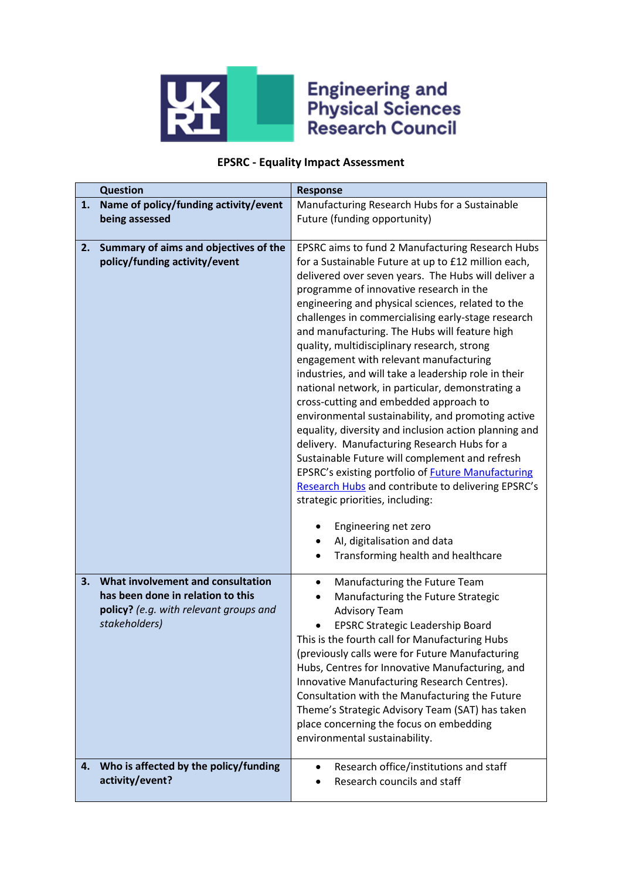**EPSRC - Equality Impact Assessment**

| | Question | Response |
|---|---|---|
| 1. | **Name of policy/funding activity/event being assessed** | Manufacturing Research Hubs for a Sustainable Future (funding opportunity) |
| 2. | **Summary of aims and objectives of the policy/funding activity/event** | EPSRC aims to fund 2 Manufacturing Research Hubs for a Sustainable Future at up to £12 million each, delivered over seven years. The Hubs will deliver a programme of innovative research in the engineering and physical sciences, related to the challenges in commercialising early-stage research and manufacturing. The Hubs will feature high quality, multidisciplinary research, strong engagement with relevant manufacturing industries, and will take a leadership role in their national network, in particular, demonstrating a cross-cutting and embedded approach to environmental sustainability, and promoting active equality, diversity and inclusion action planning and delivery. Manufacturing Research Hubs for a Sustainable Future will complement and refresh EPSRC's existing portfolio of Future Manufacturing Research Hubs and contribute to delivering EPSRC's strategic priorities, including:<br>• Engineering net zero<br>• AI, digitalisation and data<br>• Transforming health and healthcare |
| 3. | **What involvement and consultation has been done in relation to this policy?** *(e.g. with relevant groups and stakeholders)* | • Manufacturing the Future Team<br>• Manufacturing the Future Strategic Advisory Team<br>• EPSRC Strategic Leadership Board<br>This is the fourth call for Manufacturing Hubs (previously calls were for Future Manufacturing Hubs, Centres for Innovative Manufacturing, and Innovative Manufacturing Research Centres). Consultation with the Manufacturing the Future Theme's Strategic Advisory Team (SAT) has taken place concerning the focus on embedding environmental sustainability. |
| 4. | **Who is affected by the policy/funding activity/event?** | • Research office/institutions and staff<br>• Research councils and staff |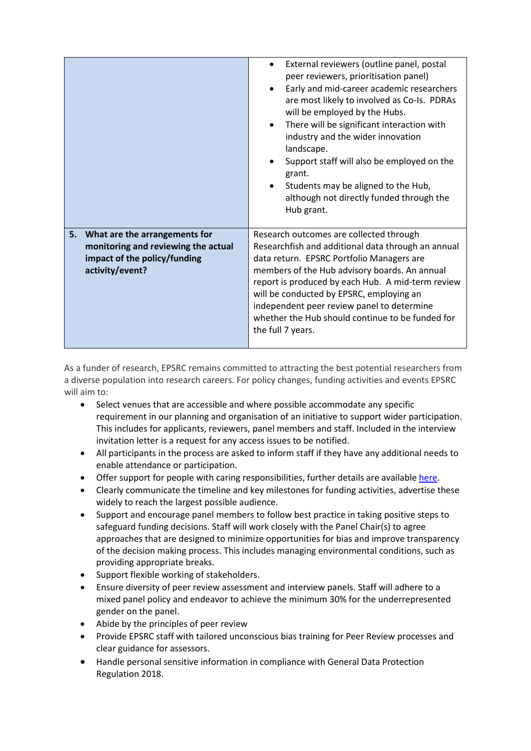| | |
|---|---|
| | • External reviewers (outline panel, postal peer reviewers, prioritisation panel)<br>• Early and mid-career academic researchers are most likely to involved as Co-Is. PDRAs will be employed by the Hubs.<br>• There will be significant interaction with industry and the wider innovation landscape.<br>• Support staff will also be employed on the grant.<br>• Students may be aligned to the Hub, although not directly funded through the Hub grant. |
| **5. What are the arrangements for monitoring and reviewing the actual impact of the policy/funding activity/event?** | Research outcomes are collected through Researchfish and additional data through an annual data return. EPSRC Portfolio Managers are members of the Hub advisory boards. An annual report is produced by each Hub. A mid-term review will be conducted by EPSRC, employing an independent peer review panel to determine whether the Hub should continue to be funded for the full 7 years. |

As a funder of research, EPSRC remains committed to attracting the best potential researchers from a diverse population into research careers. For policy changes, funding activities and events EPSRC will aim to:

- Select venues that are accessible and where possible accommodate any specific requirement in our planning and organisation of an initiative to support wider participation. This includes for applicants, reviewers, panel members and staff. Included in the interview invitation letter is a request for any access issues to be notified.
- All participants in the process are asked to inform staff if they have any additional needs to enable attendance or participation.
- Offer support for people with caring responsibilities, further details are available [here](here).
- Clearly communicate the timeline and key milestones for funding activities, advertise these widely to reach the largest possible audience.
- Support and encourage panel members to follow best practice in taking positive steps to safeguard funding decisions. Staff will work closely with the Panel Chair(s) to agree approaches that are designed to minimize opportunities for bias and improve transparency of the decision making process. This includes managing environmental conditions, such as providing appropriate breaks.
- Support flexible working of stakeholders.
- Ensure diversity of peer review assessment and interview panels. Staff will adhere to a mixed panel policy and endeavor to achieve the minimum 30% for the underrepresented gender on the panel.
- Abide by the principles of peer review
- Provide EPSRC staff with tailored unconscious bias training for Peer Review processes and clear guidance for assessors.
- Handle personal sensitive information in compliance with General Data Protection Regulation 2018.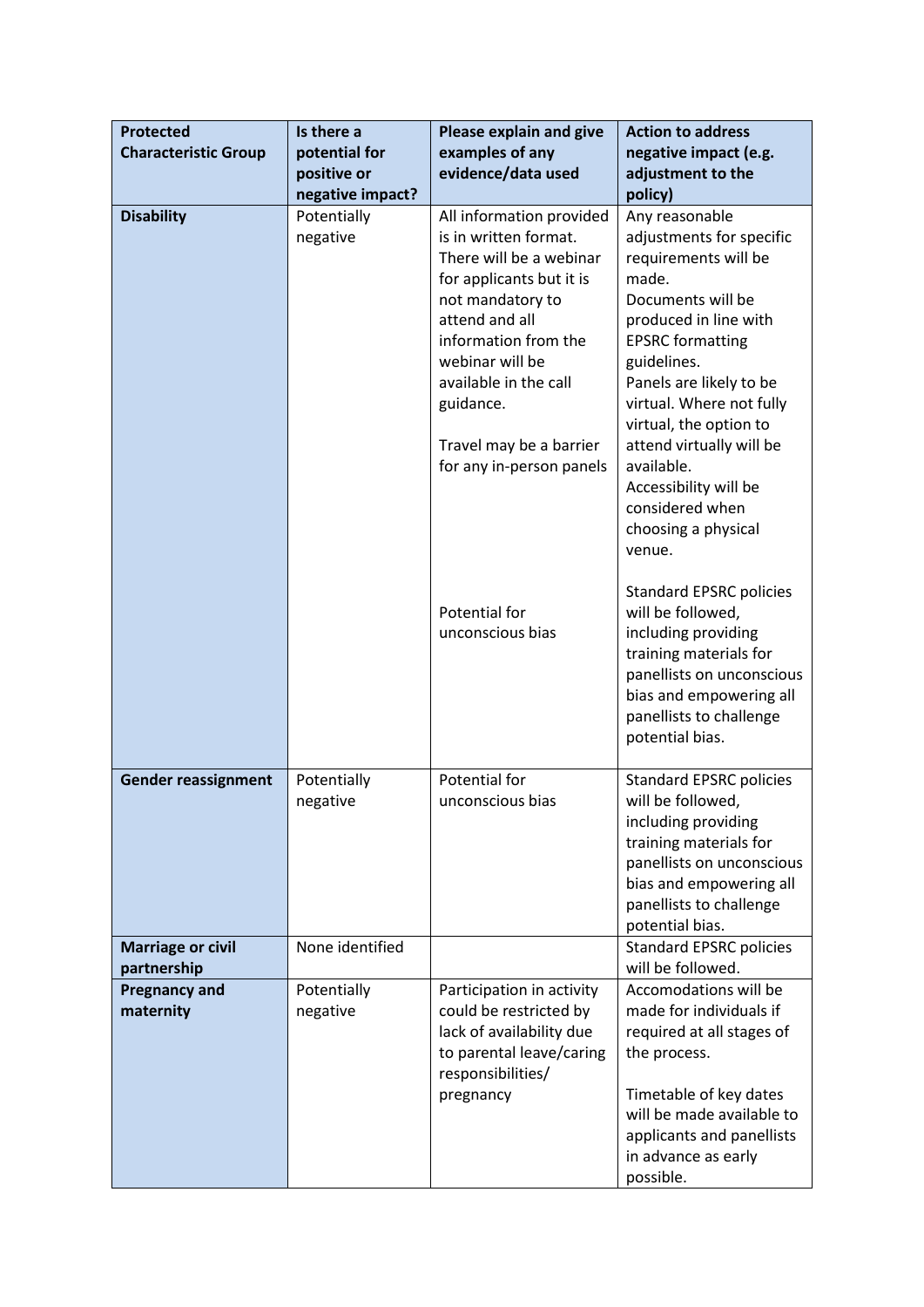| Protected Characteristic Group | Is there a potential for positive or negative impact? | Please explain and give examples of any evidence/data used | Action to address negative impact (e.g. adjustment to the policy) |
|---|---|---|---|
| **Disability** | Potentially negative | All information provided is in written format. There will be a webinar for applicants but it is not mandatory to attend and all information from the webinar will be available in the call guidance.<br><br>Travel may be a barrier for any in-person panels<br><br>Potential for unconscious bias | Any reasonable adjustments for specific requirements will be made.<br>Documents will be produced in line with EPSRC formatting guidelines.<br>Panels are likely to be virtual. Where not fully virtual, the option to attend virtually will be available.<br>Accessibility will be considered when choosing a physical venue.<br><br>Standard EPSRC policies will be followed, including providing training materials for panellists on unconscious bias and empowering all panellists to challenge potential bias. |
| **Gender reassignment** | Potentially negative | Potential for unconscious bias | Standard EPSRC policies will be followed, including providing training materials for panellists on unconscious bias and empowering all panellists to challenge potential bias. |
| **Marriage or civil partnership** | None identified | | Standard EPSRC policies will be followed. |
| **Pregnancy and maternity** | Potentially negative | Participation in activity could be restricted by lack of availability due to parental leave/caring responsibilities/ pregnancy | Accomodations will be made for individuals if required at all stages of the process.<br><br>Timetable of key dates will be made available to applicants and panellists in advance as early possible. |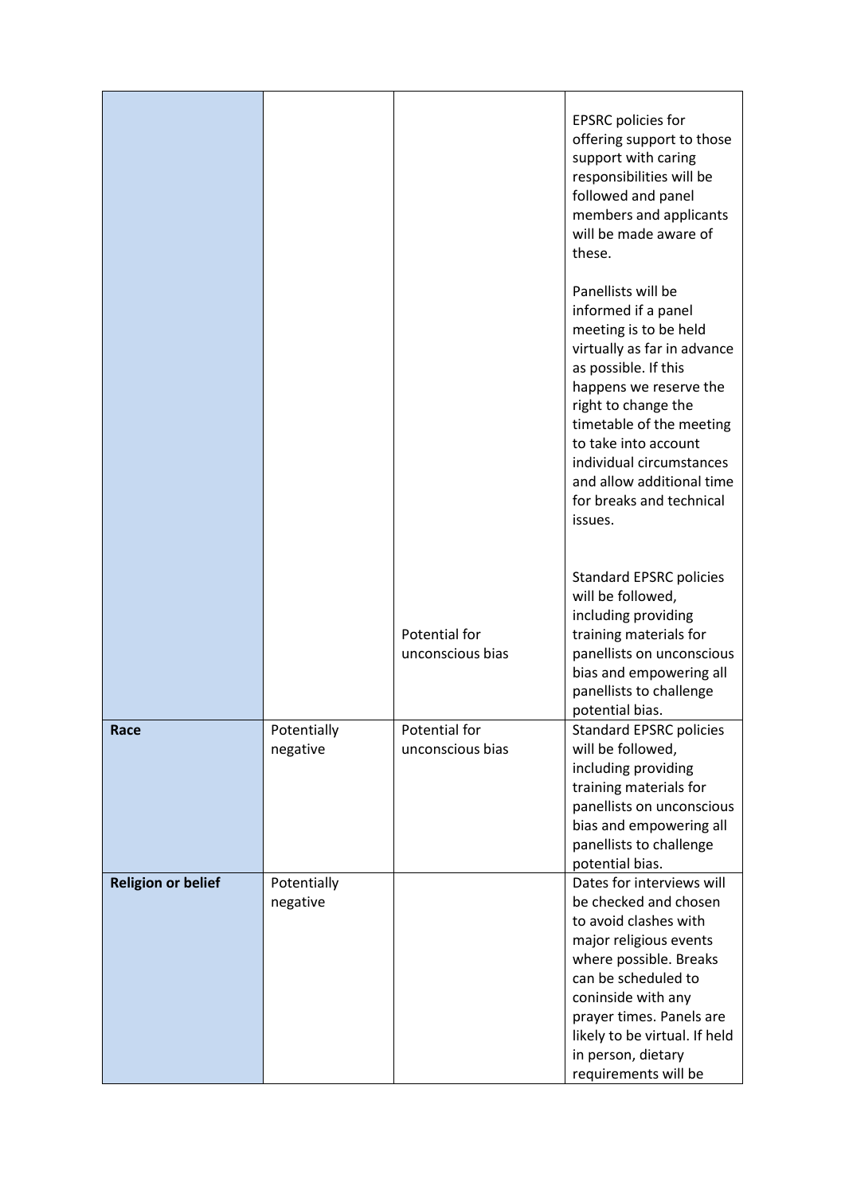| | | | |
|---|---|---|---|
| | | | EPSRC policies for offering support to those support with caring responsibilities will be followed and panel members and applicants will be made aware of these.<br><br>Panellists will be informed if a panel meeting is to be held virtually as far in advance as possible. If this happens we reserve the right to change the timetable of the meeting to take into account individual circumstances and allow additional time for breaks and technical issues. |
| | | Potential for unconscious bias | Standard EPSRC policies will be followed, including providing training materials for panellists on unconscious bias and empowering all panellists to challenge potential bias. |
| **Race** | Potentially negative | Potential for unconscious bias | Standard EPSRC policies will be followed, including providing training materials for panellists on unconscious bias and empowering all panellists to challenge potential bias. |
| **Religion or belief** | Potentially negative | | Dates for interviews will be checked and chosen to avoid clashes with major religious events where possible. Breaks can be scheduled to coninside with any prayer times. Panels are likely to be virtual. If held in person, dietary requirements will be |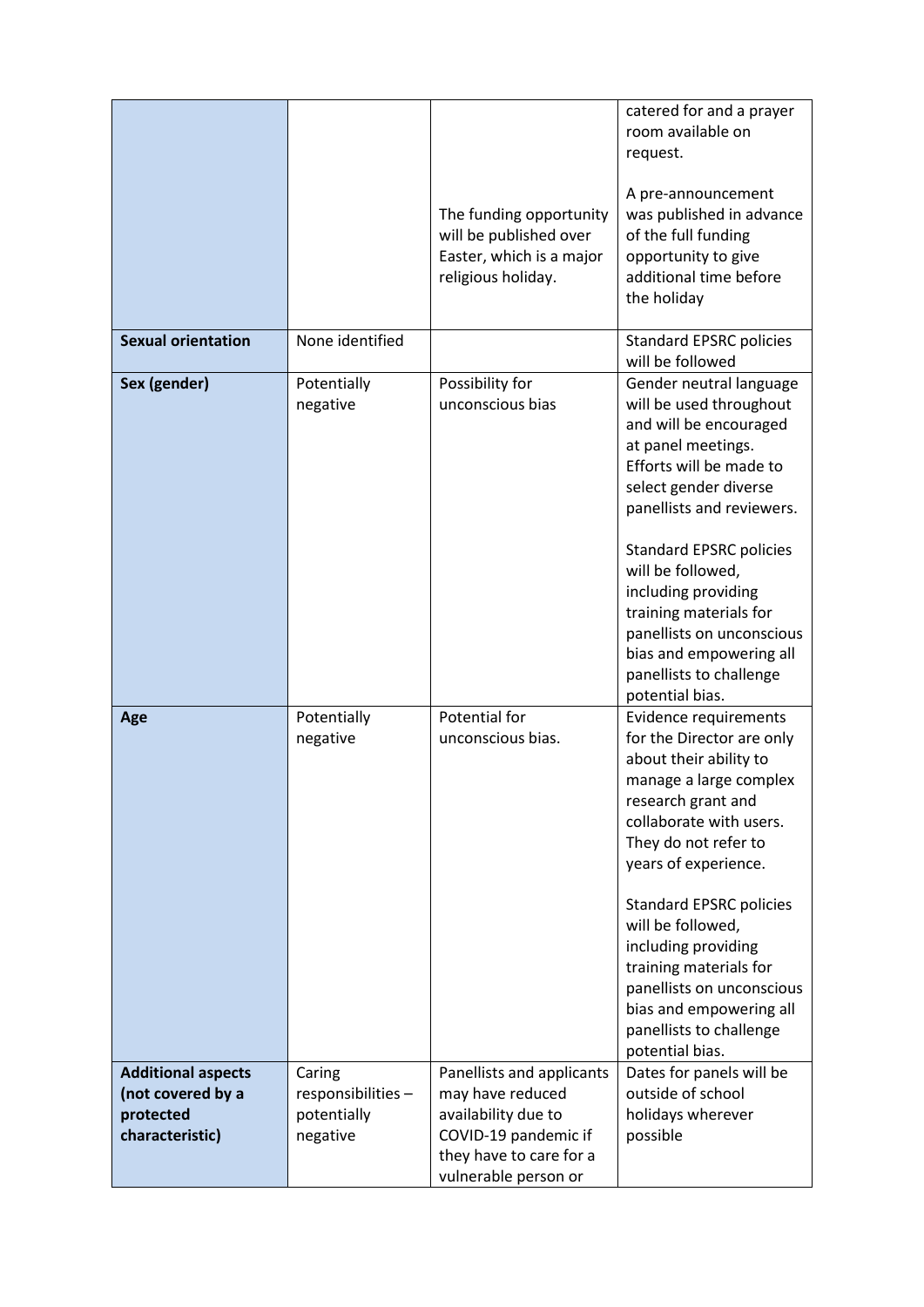| | | | |
|---|---|---|---|
| | | The funding opportunity will be published over Easter, which is a major religious holiday. | catered for and a prayer room available on request.<br><br>A pre-announcement was published in advance of the full funding opportunity to give additional time before the holiday |
| **Sexual orientation** | None identified | | Standard EPSRC policies will be followed |
| **Sex (gender)** | Potentially negative | Possibility for unconscious bias | Gender neutral language will be used throughout and will be encouraged at panel meetings. Efforts will be made to select gender diverse panellists and reviewers.<br><br>Standard EPSRC policies will be followed, including providing training materials for panellists on unconscious bias and empowering all panellists to challenge potential bias. |
| **Age** | Potentially negative | Potential for unconscious bias. | Evidence requirements for the Director are only about their ability to manage a large complex research grant and collaborate with users. They do not refer to years of experience.<br><br>Standard EPSRC policies will be followed, including providing training materials for panellists on unconscious bias and empowering all panellists to challenge potential bias. |
| **Additional aspects (not covered by a protected characteristic)** | Caring responsibilities – potentially negative | Panellists and applicants may have reduced availability due to COVID-19 pandemic if they have to care for a vulnerable person or | Dates for panels will be outside of school holidays wherever possible |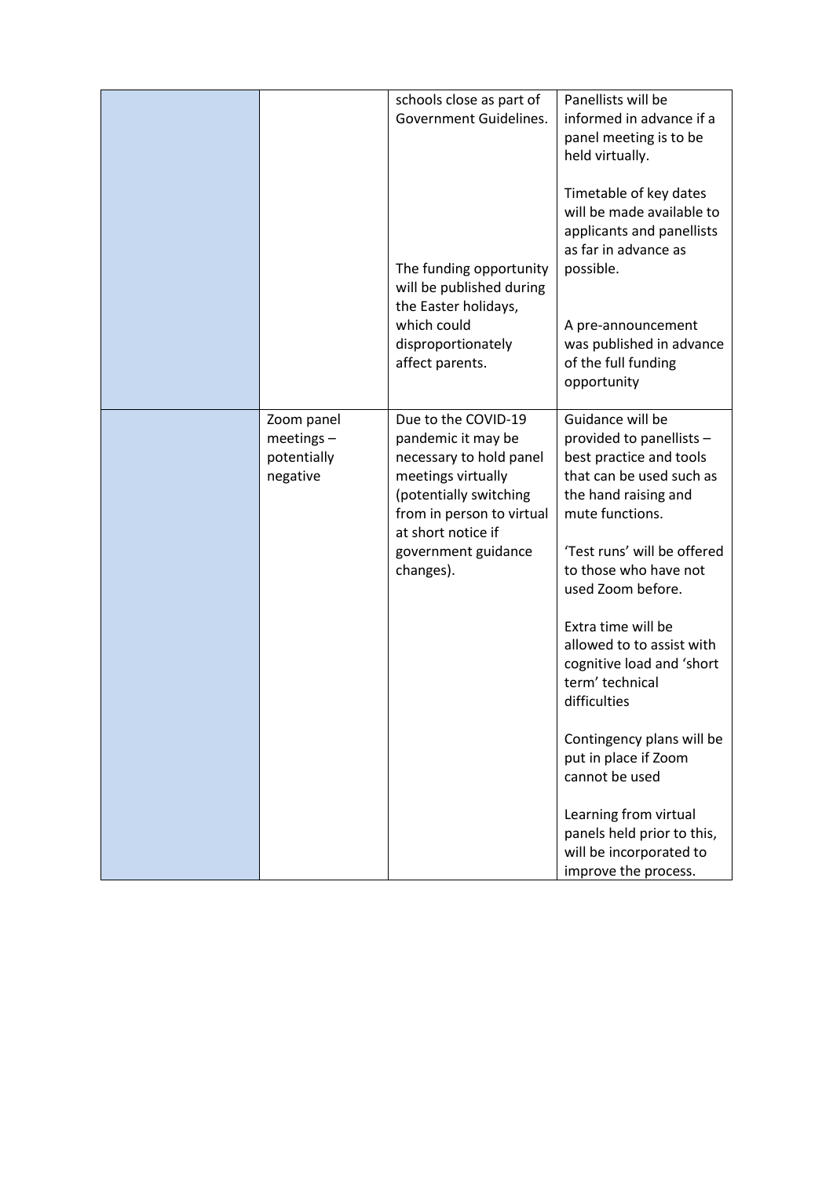| | | | |
|---|---|---|---|
| | | schools close as part of Government Guidelines.<br><br>The funding opportunity will be published during the Easter holidays, which could disproportionately affect parents. | Panellists will be informed in advance if a panel meeting is to be held virtually.<br><br>Timetable of key dates will be made available to applicants and panellists as far in advance as possible.<br><br>A pre-announcement was published in advance of the full funding opportunity |
| | Zoom panel meetings – potentially negative | Due to the COVID-19 pandemic it may be necessary to hold panel meetings virtually (potentially switching from in person to virtual at short notice if government guidance changes). | Guidance will be provided to panellists – best practice and tools that can be used such as the hand raising and mute functions.<br><br>'Test runs' will be offered to those who have not used Zoom before.<br><br>Extra time will be allowed to to assist with cognitive load and 'short term' technical difficulties<br><br>Contingency plans will be put in place if Zoom cannot be used<br><br>Learning from virtual panels held prior to this, will be incorporated to improve the process. |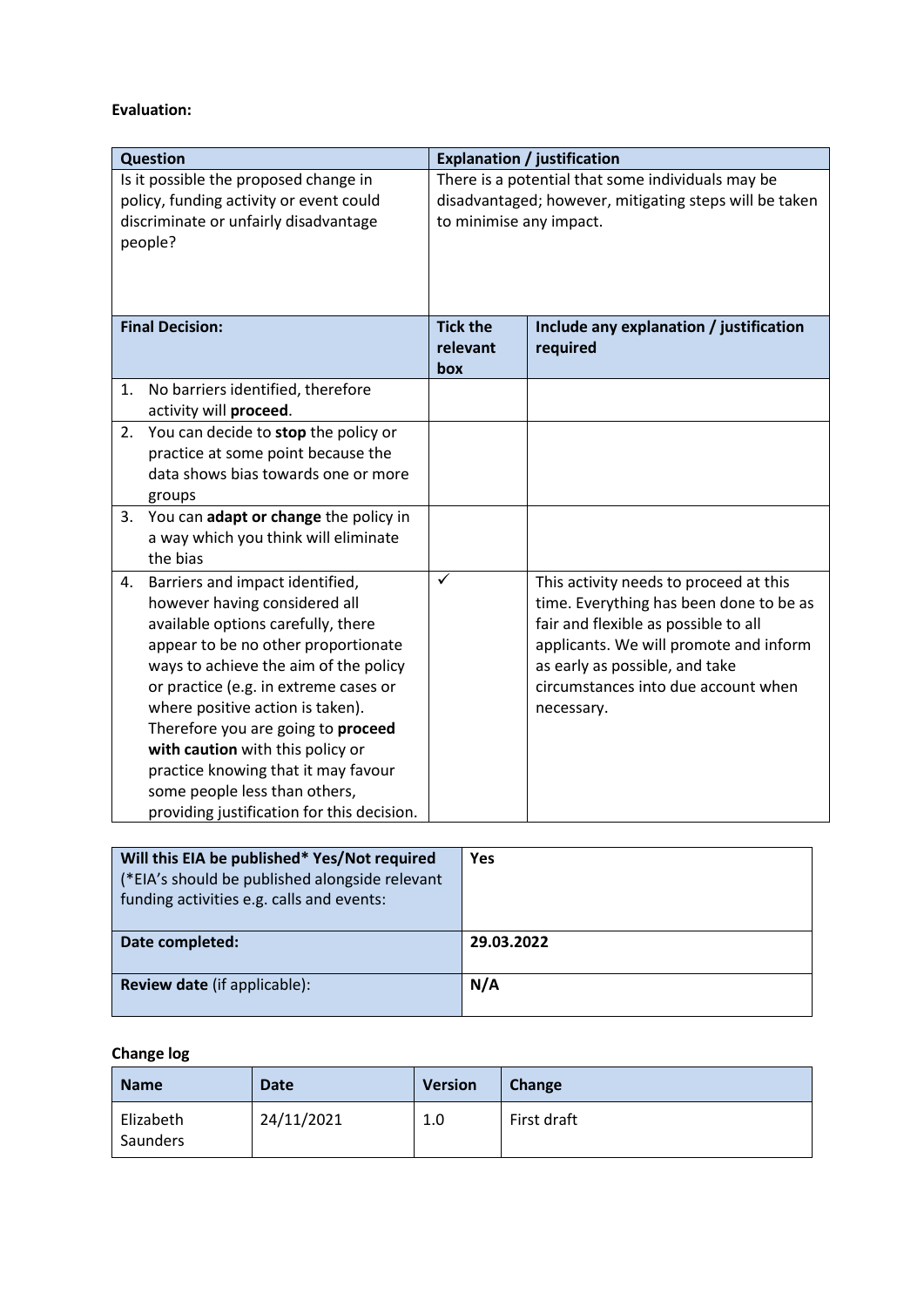**Evaluation:**

| Question | Explanation / justification | |
|---|---|---|
| Is it possible the proposed change in policy, funding activity or event could discriminate or unfairly disadvantage people? | There is a potential that some individuals may be disadvantaged; however, mitigating steps will be taken to minimise any impact. | |
| **Final Decision:** | **Tick the relevant box** | **Include any explanation / justification required** |
| 1. No barriers identified, therefore activity will **proceed**. | | |
| 2. You can decide to **stop** the policy or practice at some point because the data shows bias towards one or more groups | | |
| 3. You can **adapt or change** the policy in a way which you think will eliminate the bias | | |
| 4. Barriers and impact identified, however having considered all available options carefully, there appear to be no other proportionate ways to achieve the aim of the policy or practice (e.g. in extreme cases or where positive action is taken). Therefore you are going to **proceed with caution** with this policy or practice knowing that it may favour some people less than others, providing justification for this decision. | ✓ | This activity needs to proceed at this time. Everything has been done to be as fair and flexible as possible to all applicants. We will promote and inform as early as possible, and take circumstances into due account when necessary. |

| **Will this EIA be published\* Yes/Not required** (\*EIA's should be published alongside relevant funding activities e.g. calls and events: | **Yes** |
|---|---|
| **Date completed:** | **29.03.2022** |
| **Review date** (if applicable): | **N/A** |

**Change log**

| Name | Date | Version | Change |
|---|---|---|---|
| Elizabeth Saunders | 24/11/2021 | 1.0 | First draft |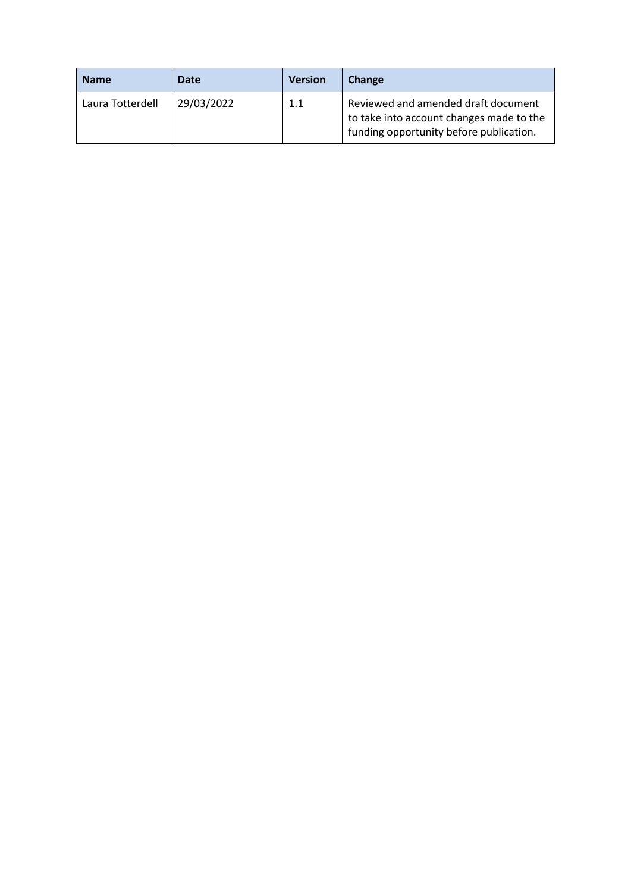| Name | Date | Version | Change |
| --- | --- | --- | --- |
| Laura Totterdell | 29/03/2022 | 1.1 | Reviewed and amended draft document to take into account changes made to the funding opportunity before publication. |